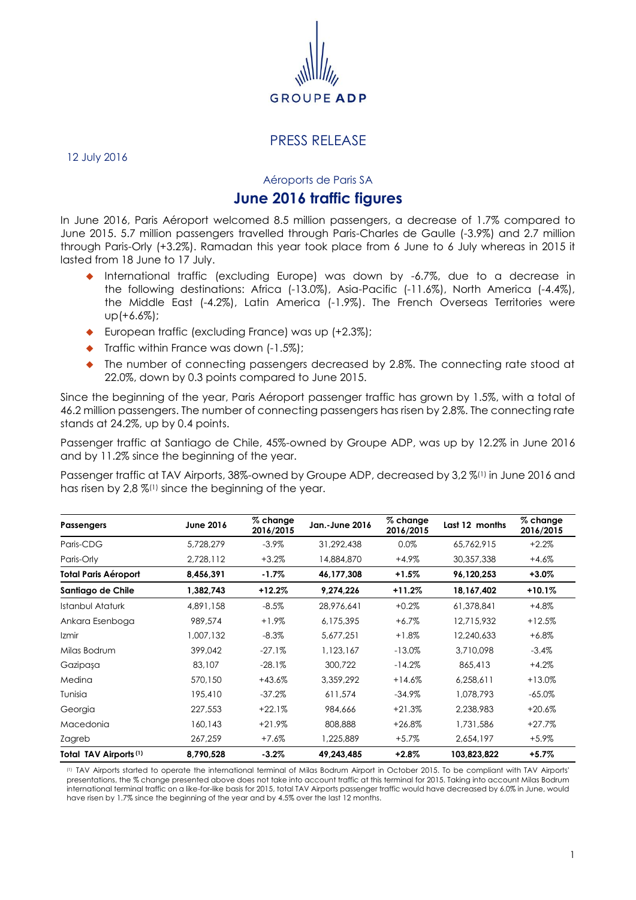GROUPE ADP

# PRESS RELEASE

12 July 2016

Aéroports de Paris SA

## June 2016 traffic figures

In June 2016, Paris Aéroport welcomed 8.5 million passengers, a decrease of 1.7% compared to June 2015. 5.7 million passengers travelled through Paris-Charles de Gaulle (-3.9%) and 2.7 million through Paris-Orly (+3.2%). Ramadan this year took place from 6 June to 6 July whereas in 2015 it lasted from 18 June to 17 July.

- International traffic (excluding Europe) was down by -6.7%, due to a decrease in the following destinations: Africa (-13.0%), Asia-Pacific (-11.6%), North America (-4.4%), the Middle East (-4.2%), Latin America (-1.9%). The French Overseas Territories were up(+6.6%);
- European traffic (excluding France) was up (+2.3%);
- Traffic within France was down (-1.5%);
- The number of connecting passengers decreased by 2.8%. The connecting rate stood at 22.0%, down by 0.3 points compared to June 2015.

Since the beginning of the year, Paris Aéroport passenger traffic has grown by 1.5%, with a total of 46.2 million passengers. The number of connecting passengers has risen by 2.8%. The connecting rate stands at 24.2%, up by 0.4 points.

Passenger traffic at Santiago de Chile, 45%-owned by Groupe ADP, was up by 12.2% in June 2016 and by 11.2% since the beginning of the year.

Passenger traffic at TAV Airports, 38%-owned by Groupe ADP, decreased by 3,2 %[1] in June 2016 and has risen by 2,8 %[1] since the beginning of the year.

| Passengers | June 2016 | % change 2016/2015 | Jan.-June 2016 | % change 2016/2015 | Last 12 months | % change 2016/2015 |
|---|---|---|---|---|---|---|
| Paris-CDG | 5,728,279 | -3.9% | 31,292,438 | 0.0% | 65,762,915 | +2.2% |
| Paris-Orly | 2,728,112 | +3.2% | 14,884,870 | +4.9% | 30,357,338 | +4.6% |
| **Total Paris Aéroport** | **8,456,391** | **-1.7%** | **46,177,308** | **+1.5%** | **96,120,253** | **+3.0%** |
| **Santiago de Chile** | **1,382,743** | **+12.2%** | **9,274,226** | **+11.2%** | **18,167,402** | **+10.1%** |
| Istanbul Ataturk | 4,891,158 | -8.5% | 28,976,641 | +0.2% | 61,378,841 | +4.8% |
| Ankara Esenboga | 989,574 | +1.9% | 6,175,395 | +6.7% | 12,715,932 | +12.5% |
| Izmir | 1,007,132 | -8.3% | 5,677,251 | +1.8% | 12,240,633 | +6.8% |
| Milas Bodrum | 399,042 | -27.1% | 1,123,167 | -13.0% | 3,710,098 | -3.4% |
| Gazipaşa | 83,107 | -28.1% | 300,722 | -14.2% | 865,413 | +4.2% |
| Medina | 570,150 | +43.6% | 3,359,292 | +14.6% | 6,258,611 | +13.0% |
| Tunisia | 195,410 | -37.2% | 611,574 | -34.9% | 1,078,793 | -65.0% |
| Georgia | 227,553 | +22.1% | 984,666 | +21.3% | 2,238,983 | +20.6% |
| Macedonia | 160,143 | +21.9% | 808,888 | +26.8% | 1,731,586 | +27.7% |
| Zagreb | 267,259 | +7.6% | 1,225,889 | +5.7% | 2,654,197 | +5.9% |
| **Total TAV Airports [1]** | **8,790,528** | **-3.2%** | **49,243,485** | **+2.8%** | **103,823,822** | **+5.7%** |

[1] TAV Airports started to operate the international terminal of Milas Bodrum Airport in October 2015. To be compliant with TAV Airports' presentations, the % change presented above does not take into account traffic at this terminal for 2015. Taking into account Milas Bodrum international terminal traffic on a like-for-like basis for 2015, total TAV Airports passenger traffic would have decreased by 6.0% in June, would have risen by 1.7% since the beginning of the year and by 4.5% over the last 12 months.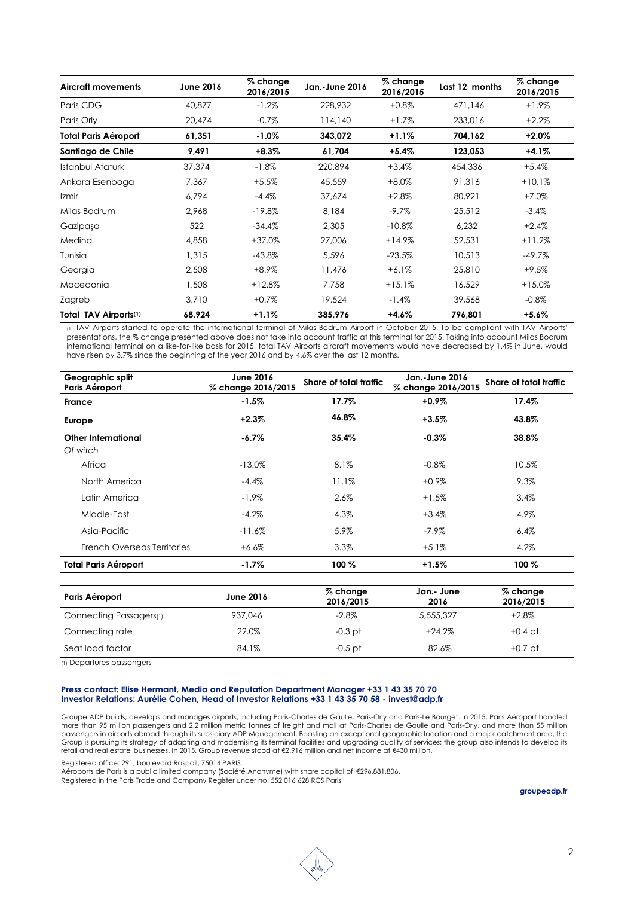| Aircraft movements | June 2016 | % change 2016/2015 | Jan.-June 2016 | % change 2016/2015 | Last 12 months | % change 2016/2015 |
|---|---|---|---|---|---|---|
| Paris CDG | 40,877 | -1.2% | 228,932 | +0.8% | 471,146 | +1.9% |
| Paris Orly | 20,474 | -0.7% | 114,140 | +1.7% | 233,016 | +2.2% |
| **Total Paris Aéroport** | **61,351** | **-1.0%** | **343,072** | **+1.1%** | **704,162** | **+2.0%** |
| **Santiago de Chile** | **9,491** | **+8.3%** | **61,704** | **+5.4%** | **123,053** | **+4.1%** |
| Istanbul Ataturk | 37,374 | -1.8% | 220,894 | +3.4% | 454,336 | +5.4% |
| Ankara Esenboga | 7,367 | +5.5% | 45,559 | +8.0% | 91,316 | +10.1% |
| Izmir | 6,794 | -4.4% | 37,674 | +2.8% | 80,921 | +7.0% |
| Milas Bodrum | 2,968 | -19.8% | 8,184 | -9.7% | 25,512 | -3.4% |
| Gazipaşa | 522 | -34.4% | 2,305 | -10.8% | 6,232 | +2.4% |
| Medina | 4,858 | +37.0% | 27,006 | +14.9% | 52,531 | +11.2% |
| Tunisia | 1,315 | -43.8% | 5,596 | -23.5% | 10,513 | -49.7% |
| Georgia | 2,508 | +8.9% | 11,476 | +6.1% | 25,810 | +9.5% |
| Macedonia | 1,508 | +12.8% | 7,758 | +15.1% | 16,529 | +15.0% |
| Zagreb | 3,710 | +0.7% | 19,524 | -1.4% | 39,568 | -0.8% |
| **Total TAV Airports[(1)]** | **68,924** | **+1.1%** | **385,976** | **+4.6%** | **796,801** | **+5.6%** |

(1) TAV Airports started to operate the international terminal of Milas Bodrum Airport in October 2015. To be compliant with TAV Airports' presentations, the % change presented above does not take into account traffic at this terminal for 2015. Taking into account Milas Bodrum international terminal on a like-for-like basis for 2015, total TAV Airports aircraft movements would have decreased by 1.4% in June, would have risen by 3.7% since the beginning of the year 2016 and by 4.6% over the last 12 months.

| Geographic split Paris Aéroport | June 2016 % change 2016/2015 | Share of total traffic | Jan.-June 2016 % change 2016/2015 | Share of total traffic |
|---|---|---|---|---|
| **France** | **-1.5%** | **17.7%** | **+0.9%** | **17.4%** |
| **Europe** | **+2.3%** | **46.8%** | **+3.5%** | **43.8%** |
| **Other International** | **-6.7%** | **35.4%** | **-0.3%** | **38.8%** |
| *Of witch* | | | | |
| Africa | -13.0% | 8.1% | -0.8% | 10.5% |
| North America | -4.4% | 11.1% | +0.9% | 9.3% |
| Latin America | -1.9% | 2.6% | +1.5% | 3.4% |
| Middle-East | -4.2% | 4.3% | +3.4% | 4.9% |
| Asia-Pacific | -11.6% | 5.9% | -7.9% | 6.4% |
| French Overseas Territories | +6.6% | 3.3% | +5.1% | 4.2% |
| **Total Paris Aéroport** | **-1.7%** | **100 %** | **+1.5%** | **100 %** |

| Paris Aéroport | June 2016 | % change 2016/2015 | Jan.- June 2016 | % change 2016/2015 |
|---|---|---|---|---|
| Connecting Passagers[(1)] | 937,046 | -2.8% | 5,555,327 | +2.8% |
| Connecting rate | 22.0% | -0.3 pt | +24.2% | +0.4 pt |
| Seat load factor | 84.1% | -0.5 pt | 82.6% | +0.7 pt |

(1) Departures passengers

**Press contact: Elise Hermant, Media and Reputation Department Manager +33 1 43 35 70 70**
**Investor Relations: Aurélie Cohen, Head of Investor Relations +33 1 43 35 70 58 - invest@adp.fr**

Groupe ADP builds, develops and manages airports, including Paris-Charles de Gaulle, Paris-Orly and Paris-Le Bourget. In 2015, Paris Aéroport handled more than 95 million passengers and 2.2 million metric tonnes of freight and mail at Paris-Charles de Gaulle and Paris-Orly, and more than 55 million passengers in airports abroad through its subsidiary ADP Management. Boasting an exceptional geographic location and a major catchment area, the Group is pursuing its strategy of adapting and modernising its terminal facilities and upgrading quality of services; the group also intends to develop its retail and real estate businesses. In 2015, Group revenue stood at €2,916 million and net income at €430 million.

Registered office: 291, boulevard Raspail, 75014 PARIS
Aéroports de Paris is a public limited company (Société Anonyme) with share capital of €296,881,806.
Registered in the Paris Trade and Company Register under no. 552 016 628 RCS Paris

**groupeadp.fr**